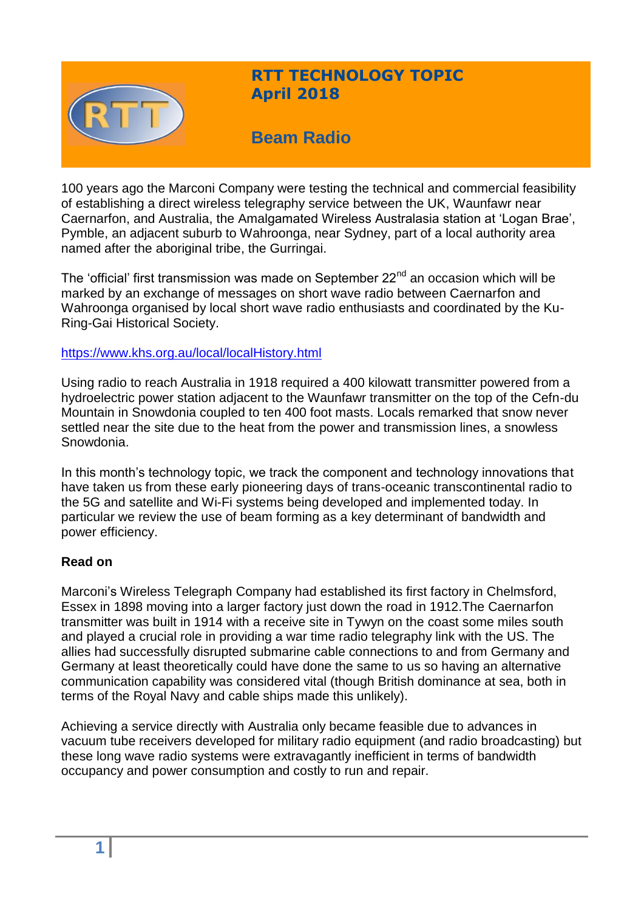# RTT TECHNOLOGY TOPIC
## April 2018

## Beam Radio

100 years ago the Marconi Company were testing the technical and commercial feasibility of establishing a direct wireless telegraphy service between the UK, Waunfawr near Caernarfon, and Australia, the Amalgamated Wireless Australasia station at 'Logan Brae', Pymble, an adjacent suburb to Wahroonga, near Sydney, part of a local authority area named after the aboriginal tribe, the Gurringai.

The 'official' first transmission was made on September 22nd an occasion which will be marked by an exchange of messages on short wave radio between Caernarfon and Wahroonga organised by local short wave radio enthusiasts and coordinated by the Ku-Ring-Gai Historical Society.

https://www.khs.org.au/local/localHistory.html

Using radio to reach Australia in 1918 required a 400 kilowatt transmitter powered from a hydroelectric power station adjacent to the Waunfawr transmitter on the top of the Cefn-du Mountain in Snowdonia coupled to ten 400 foot masts. Locals remarked that snow never settled near the site due to the heat from the power and transmission lines, a snowless Snowdonia.

In this month's technology topic, we track the component and technology innovations that have taken us from these early pioneering days of trans-oceanic transcontinental radio to the 5G and satellite and Wi-Fi systems being developed and implemented today. In particular we review the use of beam forming as a key determinant of bandwidth and power efficiency.

**Read on**

Marconi's Wireless Telegraph Company had established its first factory in Chelmsford, Essex in 1898 moving into a larger factory just down the road in 1912.The Caernarfon transmitter was built in 1914 with a receive site in Tywyn on the coast some miles south and played a crucial role in providing a war time radio telegraphy link with the US. The allies had successfully disrupted submarine cable connections to and from Germany and Germany at least theoretically could have done the same to us so having an alternative communication capability was considered vital (though British dominance at sea, both in terms of the Royal Navy and cable ships made this unlikely).

Achieving a service directly with Australia only became feasible due to advances in vacuum tube receivers developed for military radio equipment (and radio broadcasting) but these long wave radio systems were extravagantly inefficient in terms of bandwidth occupancy and power consumption and costly to run and repair.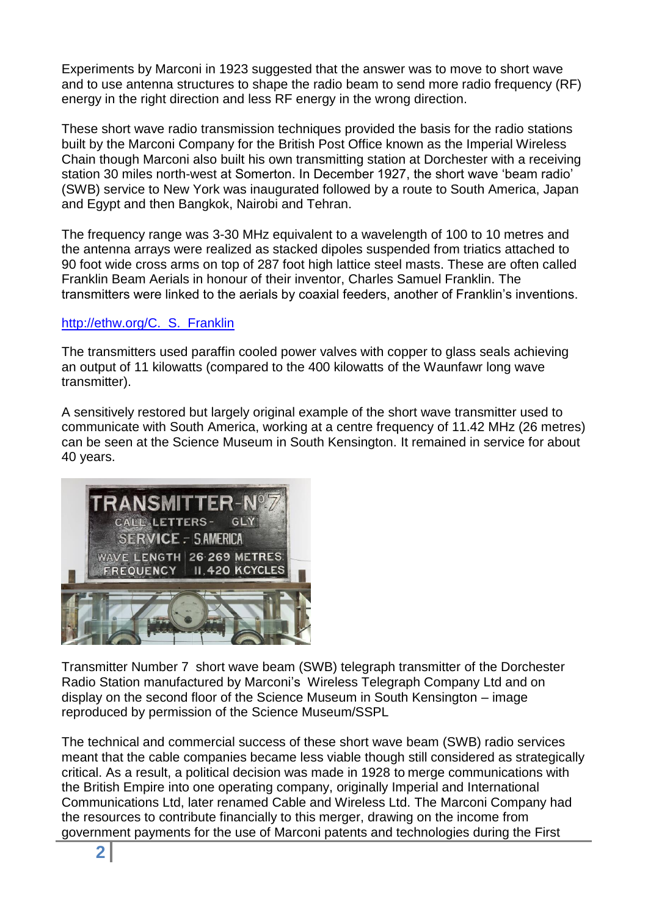Experiments by Marconi in 1923 suggested that the answer was to move to short wave and to use antenna structures to shape the radio beam to send more radio frequency (RF) energy in the right direction and less RF energy in the wrong direction.

These short wave radio transmission techniques provided the basis for the radio stations built by the Marconi Company for the British Post Office known as the Imperial Wireless Chain though Marconi also built his own transmitting station at Dorchester with a receiving station 30 miles north-west at Somerton. In December 1927, the short wave 'beam radio' (SWB) service to New York was inaugurated followed by a route to South America, Japan and Egypt and then Bangkok, Nairobi and Tehran.

The frequency range was 3-30 MHz equivalent to a wavelength of 100 to 10 metres and the antenna arrays were realized as stacked dipoles suspended from triatics attached to 90 foot wide cross arms on top of 287 foot high lattice steel masts. These are often called Franklin Beam Aerials in honour of their inventor, Charles Samuel Franklin. The transmitters were linked to the aerials by coaxial feeders, another of Franklin's inventions.

[http://ethw.org/C._S._Franklin](http://ethw.org/C._S._Franklin)

The transmitters used paraffin cooled power valves with copper to glass seals achieving an output of 11 kilowatts (compared to the 400 kilowatts of the Waunfawr long wave transmitter).

A sensitively restored but largely original example of the short wave transmitter used to communicate with South America, working at a centre frequency of 11.42 MHz (26 metres) can be seen at the Science Museum in South Kensington. It remained in service for about 40 years.

Transmitter Number 7 short wave beam (SWB) telegraph transmitter of the Dorchester Radio Station manufactured by Marconi's Wireless Telegraph Company Ltd and on display on the second floor of the Science Museum in South Kensington – image reproduced by permission of the Science Museum/SSPL

The technical and commercial success of these short wave beam (SWB) radio services meant that the cable companies became less viable though still considered as strategically critical. As a result, a political decision was made in 1928 to merge communications with the British Empire into one operating company, originally Imperial and International Communications Ltd, later renamed Cable and Wireless Ltd. The Marconi Company had the resources to contribute financially to this merger, drawing on the income from government payments for the use of Marconi patents and technologies during the First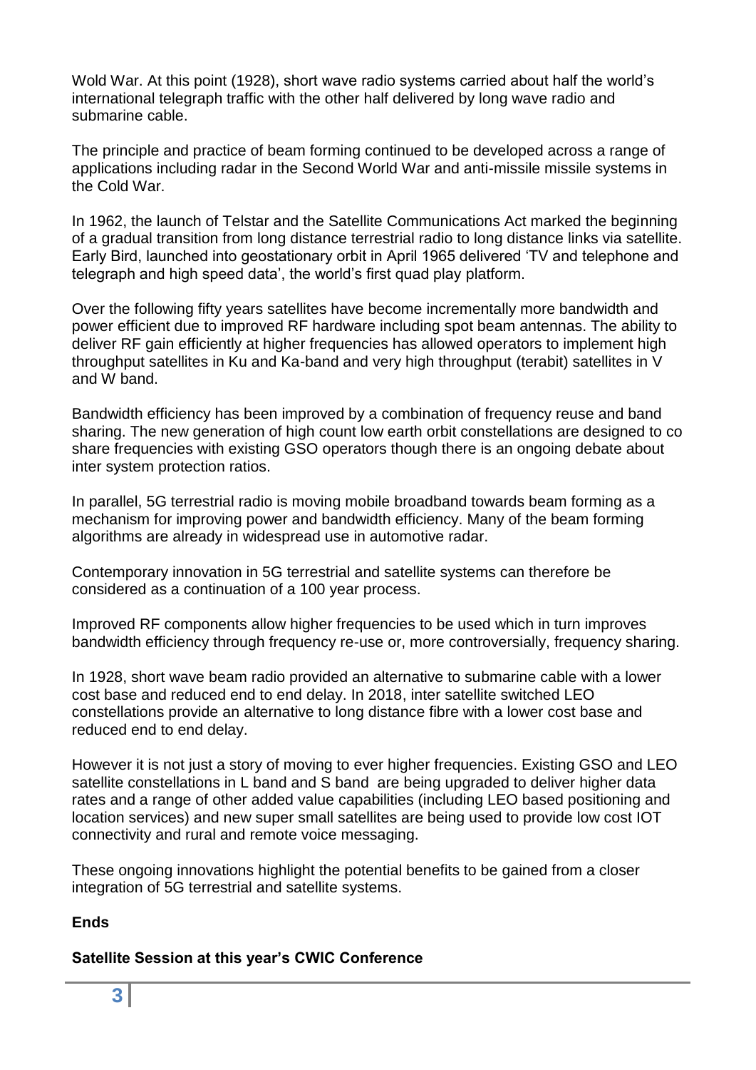Wold War. At this point (1928), short wave radio systems carried about half the world's international telegraph traffic with the other half delivered by long wave radio and submarine cable.

The principle and practice of beam forming continued to be developed across a range of applications including radar in the Second World War and anti-missile missile systems in the Cold War.

In 1962, the launch of Telstar and the Satellite Communications Act marked the beginning of a gradual transition from long distance terrestrial radio to long distance links via satellite. Early Bird, launched into geostationary orbit in April 1965 delivered 'TV and telephone and telegraph and high speed data', the world's first quad play platform.

Over the following fifty years satellites have become incrementally more bandwidth and power efficient due to improved RF hardware including spot beam antennas. The ability to deliver RF gain efficiently at higher frequencies has allowed operators to implement high throughput satellites in Ku and Ka-band and very high throughput (terabit) satellites in V and W band.

Bandwidth efficiency has been improved by a combination of frequency reuse and band sharing. The new generation of high count low earth orbit constellations are designed to co share frequencies with existing GSO operators though there is an ongoing debate about inter system protection ratios.

In parallel, 5G terrestrial radio is moving mobile broadband towards beam forming as a mechanism for improving power and bandwidth efficiency. Many of the beam forming algorithms are already in widespread use in automotive radar.

Contemporary innovation in 5G terrestrial and satellite systems can therefore be considered as a continuation of a 100 year process.

Improved RF components allow higher frequencies to be used which in turn improves bandwidth efficiency through frequency re-use or, more controversially, frequency sharing.

In 1928, short wave beam radio provided an alternative to submarine cable with a lower cost base and reduced end to end delay. In 2018, inter satellite switched LEO constellations provide an alternative to long distance fibre with a lower cost base and reduced end to end delay.

However it is not just a story of moving to ever higher frequencies. Existing GSO and LEO satellite constellations in L band and S band are being upgraded to deliver higher data rates and a range of other added value capabilities (including LEO based positioning and location services) and new super small satellites are being used to provide low cost IOT connectivity and rural and remote voice messaging.

These ongoing innovations highlight the potential benefits to be gained from a closer integration of 5G terrestrial and satellite systems.

**Ends**

**Satellite Session at this year's CWIC Conference**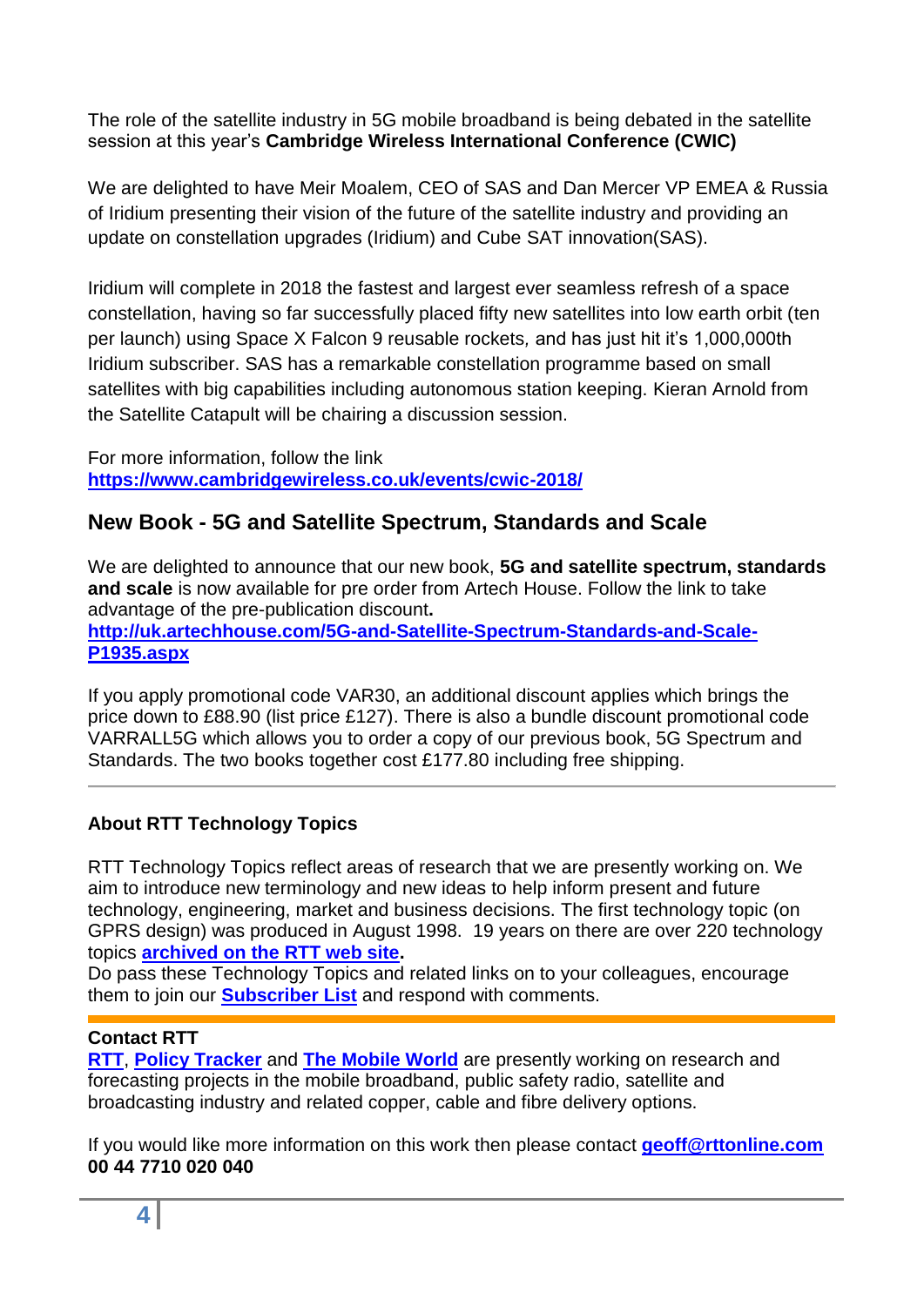The role of the satellite industry in 5G mobile broadband is being debated in the satellite session at this year's **Cambridge Wireless International Conference (CWIC)**

We are delighted to have Meir Moalem, CEO of SAS and Dan Mercer VP EMEA & Russia of Iridium presenting their vision of the future of the satellite industry and providing an update on constellation upgrades (Iridium) and Cube SAT innovation(SAS).

Iridium will complete in 2018 the fastest and largest ever seamless refresh of a space constellation, having so far successfully placed fifty new satellites into low earth orbit (ten per launch) using Space X Falcon 9 reusable rockets*,* and has just hit it's 1,000,000th Iridium subscriber. SAS has a remarkable constellation programme based on small satellites with big capabilities including autonomous station keeping. Kieran Arnold from the Satellite Catapult will be chairing a discussion session.

For more information, follow the link
**https://www.cambridgewireless.co.uk/events/cwic-2018/**

## New Book - 5G and Satellite Spectrum, Standards and Scale

We are delighted to announce that our new book, **5G and satellite spectrum, standards and scale** is now available for pre order from Artech House. Follow the link to take advantage of the pre-publication discount**.**
**http://uk.artechhouse.com/5G-and-Satellite-Spectrum-Standards-and-Scale-P1935.aspx**

If you apply promotional code VAR30, an additional discount applies which brings the price down to £88.90 (list price £127). There is also a bundle discount promotional code VARRALL5G which allows you to order a copy of our previous book, 5G Spectrum and Standards. The two books together cost £177.80 including free shipping.

---

### About RTT Technology Topics

RTT Technology Topics reflect areas of research that we are presently working on. We aim to introduce new terminology and new ideas to help inform present and future technology, engineering, market and business decisions. The first technology topic (on GPRS design) was produced in August 1998. 19 years on there are over 220 technology topics **archived on the RTT web site.**
Do pass these Technology Topics and related links on to your colleagues, encourage them to join our **Subscriber List** and respond with comments.

---

### Contact RTT

**RTT**, **Policy Tracker** and **The Mobile World** are presently working on research and forecasting projects in the mobile broadband, public safety radio, satellite and broadcasting industry and related copper, cable and fibre delivery options.

If you would like more information on this work then please contact **geoff@rttonline.com**
**00 44 7710 020 040**